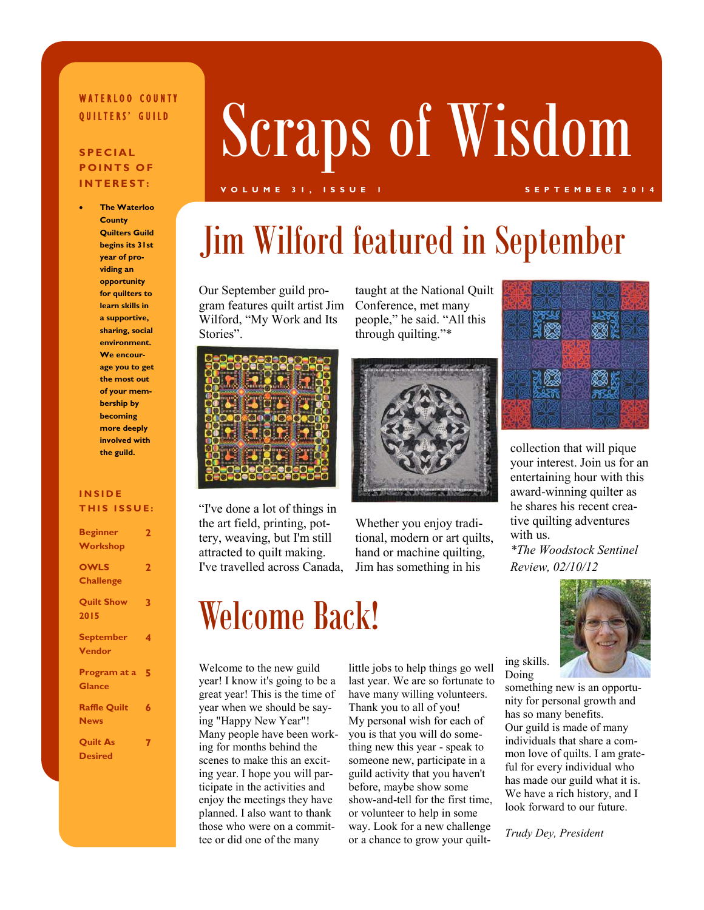WATERLOO COUNTY QUILTERS' GUILD

**SPECIAL POINTS OF INTEREST:**

- **The Waterloo County Quilters Guild begins its 31st year of providing an opportunity for quilters to learn skills in a supportive, sharing, social environment. We encourage you to get the most out of your membership by becoming more deeply involved with the guild.**

**INSIDE THIS ISSUE:**

| | |
|---|---|
| Beginner Workshop | 2 |
| OWLS Challenge | 2 |
| Quilt Show 2015 | 3 |
| September Vendor | 4 |
| Program at a Glance | 5 |
| Raffle Quilt News | 6 |
| Quilt As Desired | 7 |

# Scraps of Wisdom

VOLUME 31, ISSUE 1 — SEPTEMBER 2014

## Jim Wilford featured in September

Our September guild program features quilt artist Jim Wilford, "My Work and Its Stories".

"I've done a lot of things in the art field, printing, pottery, weaving, but I'm still attracted to quilt making. I've travelled across Canada, taught at the National Quilt Conference, met many people," he said. "All this through quilting."*

Whether you enjoy traditional, modern or art quilts, hand or machine quilting, Jim has something in his collection that will pique your interest. Join us for an entertaining hour with this award-winning quilter as he shares his recent creative quilting adventures with us.

*\*The Woodstock Sentinel Review, 02/10/12*

## Welcome Back!

Welcome to the new guild year! I know it's going to be a great year! This is the time of year when we should be saying "Happy New Year"! Many people have been working for months behind the scenes to make this an exciting year. I hope you will participate in the activities and enjoy the meetings they have planned. I also want to thank those who were on a committee or did one of the many little jobs to help things go well last year. We are so fortunate to have many willing volunteers. Thank you to all of you!

My personal wish for each of you is that you will do something new this year - speak to someone new, participate in a guild activity that you haven't before, maybe show some show-and-tell for the first time, or volunteer to help in some way. Look for a new challenge or a chance to grow your quilting skills. Doing something new is an opportunity for personal growth and has so many benefits.

Our guild is made of many individuals that share a common love of quilts. I am grateful for every individual who has made our guild what it is. We have a rich history, and I look forward to our future.

*Trudy Dey, President*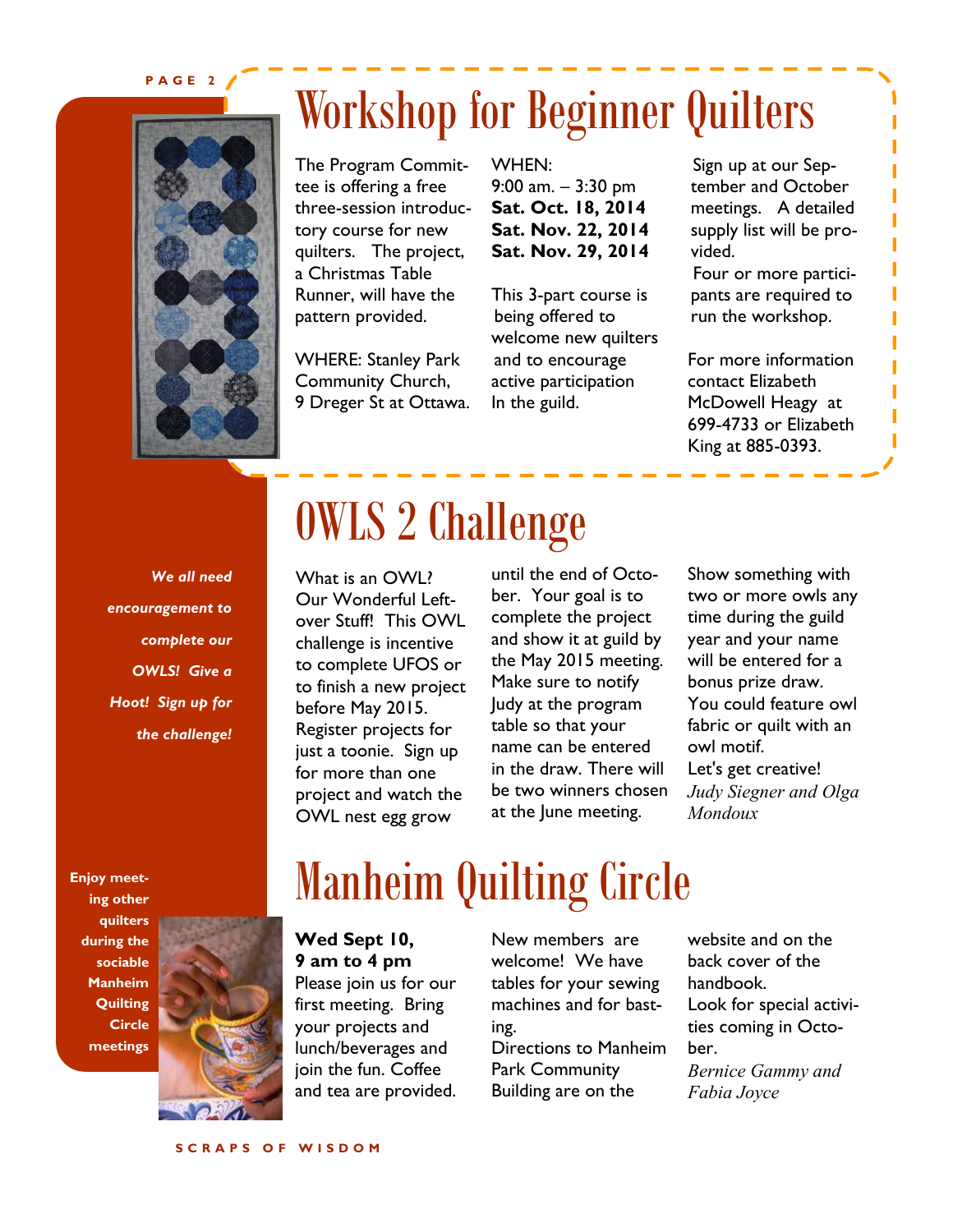# Workshop for Beginner Quilters

The Program Committee is offering a free three-session introductory course for new quilters. The project, a Christmas Table Runner, will have the pattern provided.

WHERE: Stanley Park Community Church, 9 Dreger St at Ottawa.

WHEN:
9:00 am. – 3:30 pm
**Sat. Oct. 18, 2014**
**Sat. Nov. 22, 2014**
**Sat. Nov. 29, 2014**

This 3-part course is being offered to welcome new quilters and to encourage active participation In the guild.

Sign up at our September and October meetings. A detailed supply list will be provided.

Four or more participants are required to run the workshop.

For more information contact Elizabeth McDowell Heagy at 699-4733 or Elizabeth King at 885-0393.

# OWLS 2 Challenge

***We all need encouragement to complete our OWLS! Give a Hoot! Sign up for the challenge!***

What is an OWL? Our Wonderful Leftover Stuff! This OWL challenge is incentive to complete UFOS or to finish a new project before May 2015. Register projects for just a toonie. Sign up for more than one project and watch the OWL nest egg grow until the end of October. Your goal is to complete the project and show it at guild by the May 2015 meeting. Make sure to notify Judy at the program table so that your name can be entered in the draw. There will be two winners chosen at the June meeting.

Show something with two or more owls any time during the guild year and your name will be entered for a bonus prize draw. You could feature owl fabric or quilt with an owl motif.

Let's get creative!

*Judy Siegner and Olga Mondoux*

# Manheim Quilting Circle

**Enjoy meeting other quilters during the sociable Manheim Quilting Circle meetings**

**Wed Sept 10, 9 am to 4 pm**

Please join us for our first meeting. Bring your projects and lunch/beverages and join the fun. Coffee and tea are provided.

New members are welcome! We have tables for your sewing machines and for basting.

Directions to Manheim Park Community Building are on the website and on the back cover of the handbook.

Look for special activities coming in October.

*Bernice Gammy and Fabia Joyce*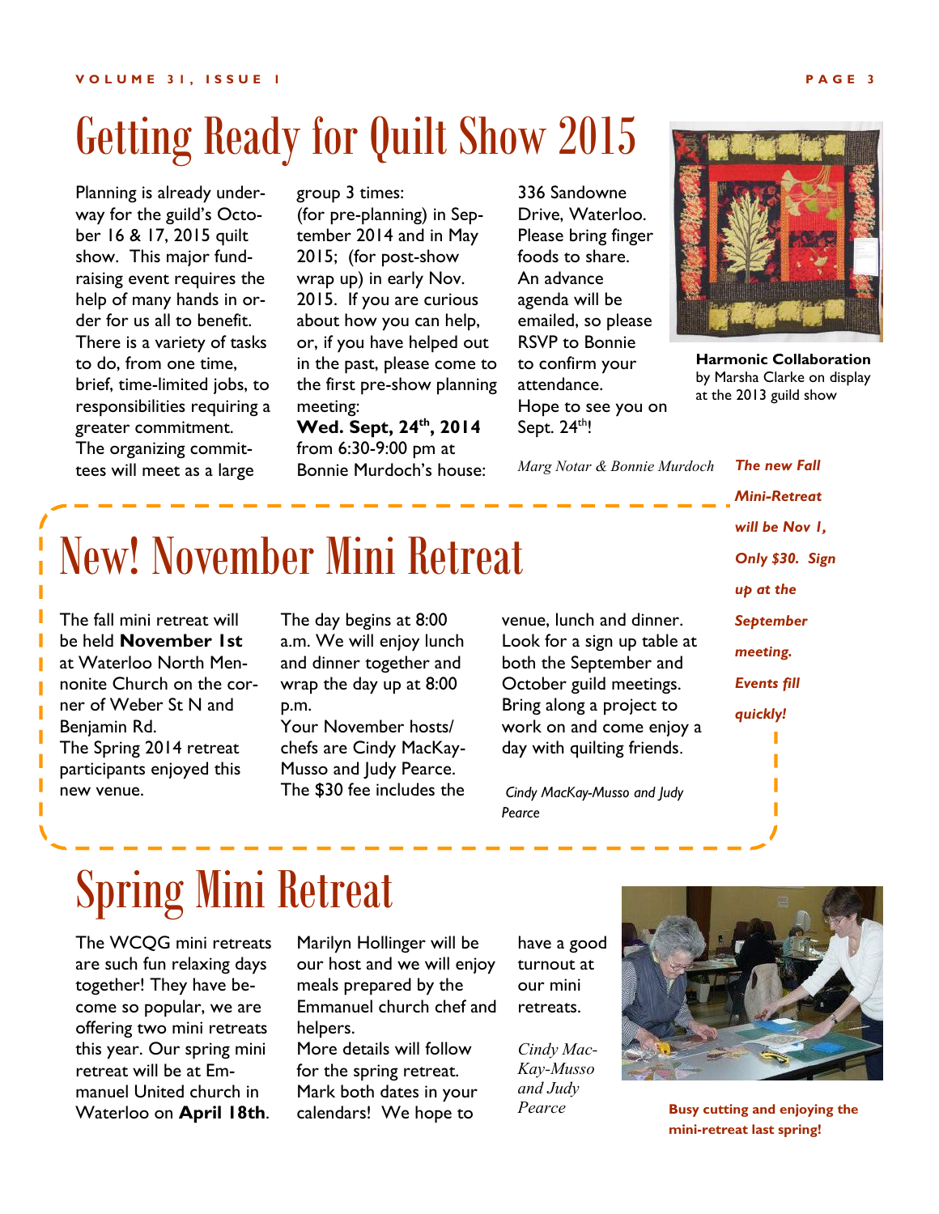# Getting Ready for Quilt Show 2015

Planning is already underway for the guild's October 16 & 17, 2015 quilt show. This major fundraising event requires the help of many hands in order for us all to benefit. There is a variety of tasks to do, from one time, brief, time-limited jobs, to responsibilities requiring a greater commitment. The organizing committees will meet as a large group 3 times: (for pre-planning) in September 2014 and in May 2015; (for post-show wrap up) in early Nov. 2015. If you are curious about how you can help, or, if you have helped out in the past, please come to the first pre-show planning meeting:

**Wed. Sept, 24th, 2014** from 6:30-9:00 pm at Bonnie Murdoch's house: 336 Sandowne Drive, Waterloo. Please bring finger foods to share. An advance agenda will be emailed, so please RSVP to Bonnie to confirm your attendance.

Hope to see you on Sept. 24th!

*Marg Notar & Bonnie Murdoch*

**Harmonic Collaboration** by Marsha Clarke on display at the 2013 guild show

***The new Fall Mini-Retreat will be Nov 1, Only $30. Sign up at the September meeting. Events fill quickly!***

# New! November Mini Retreat

The fall mini retreat will be held **November 1st** at Waterloo North Mennonite Church on the corner of Weber St N and Benjamin Rd.

The Spring 2014 retreat participants enjoyed this new venue.

The day begins at 8:00 a.m. We will enjoy lunch and dinner together and wrap the day up at 8:00 p.m.

Your November hosts/ chefs are Cindy MacKay-Musso and Judy Pearce.

The $30 fee includes the venue, lunch and dinner. Look for a sign up table at both the September and October guild meetings. Bring along a project to work on and come enjoy a day with quilting friends.

*Cindy MacKay-Musso and Judy Pearce*

# Spring Mini Retreat

The WCQG mini retreats are such fun relaxing days together! They have become so popular, we are offering two mini retreats this year. Our spring mini retreat will be at Emmanuel United church in Waterloo on **April 18th**.

Marilyn Hollinger will be our host and we will enjoy meals prepared by the Emmanuel church chef and helpers.

More details will follow for the spring retreat. Mark both dates in your calendars! We hope to have a good turnout at our mini retreats.

*Cindy MacKay-Musso and Judy Pearce*

**Busy cutting and enjoying the mini-retreat last spring!**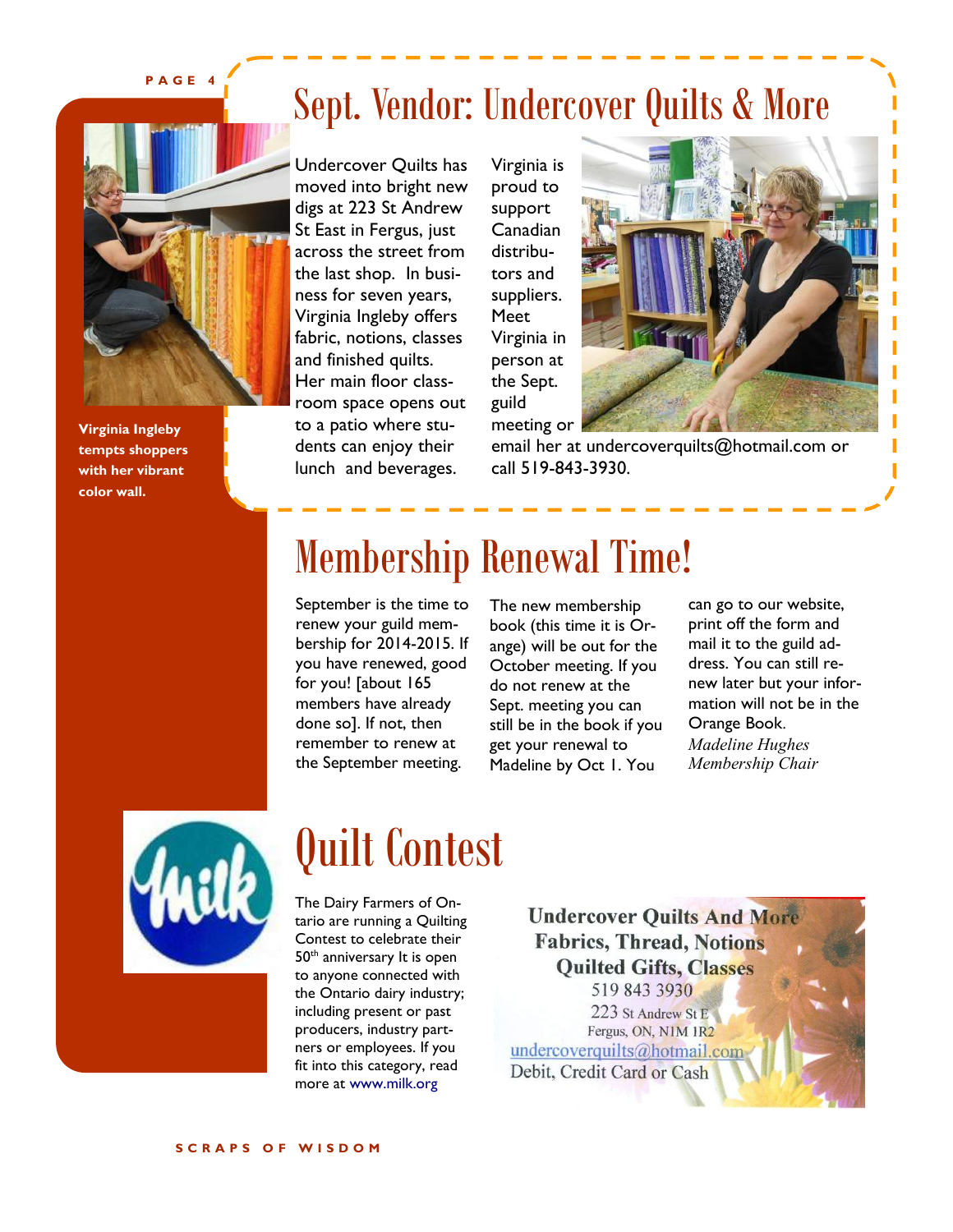## Sept. Vendor: Undercover Quilts & More

Virginia Ingleby tempts shoppers with her vibrant color wall.

Undercover Quilts has moved into bright new digs at 223 St Andrew St East in Fergus, just across the street from the last shop. In business for seven years, Virginia Ingleby offers fabric, notions, classes and finished quilts. Her main floor classroom space opens out to a patio where students can enjoy their lunch and beverages.

Virginia is proud to support Canadian distributors and suppliers. Meet Virginia in person at the Sept. guild meeting or email her at undercoverquilts@hotmail.com or call 519-843-3930.

## Membership Renewal Time!

September is the time to renew your guild membership for 2014-2015. If you have renewed, good for you! [about 165 members have already done so]. If not, then remember to renew at the September meeting.

The new membership book (this time it is Orange) will be out for the October meeting. If you do not renew at the Sept. meeting you can still be in the book if you get your renewal to Madeline by Oct 1. You can go to our website, print off the form and mail it to the guild address. You can still renew later but your information will not be in the Orange Book.

*Madeline Hughes*
*Membership Chair*

## Quilt Contest

The Dairy Farmers of Ontario are running a Quilting Contest to celebrate their 50th anniversary It is open to anyone connected with the Ontario dairy industry; including present or past producers, industry partners or employees. If you fit into this category, read more at www.milk.org

**Undercover Quilts And More**
**Fabrics, Thread, Notions**
**Quilted Gifts, Classes**
519 843 3930
223 St Andrew St E
Fergus, ON, N1M 1R2
undercoverquilts@hotmail.com
Debit, Credit Card or Cash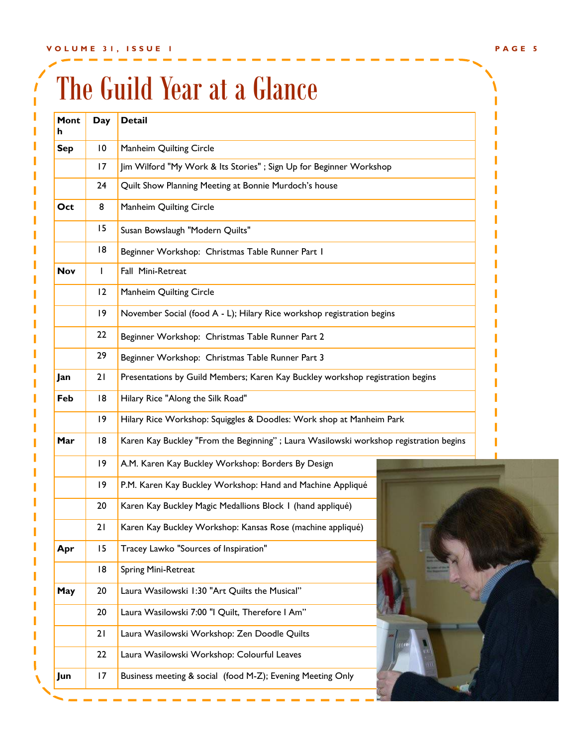# The Guild Year at a Glance

| Month | Day | Detail |
|---|---|---|
| Sep | 10 | Manheim Quilting Circle |
| | 17 | Jim Wilford "My Work & Its Stories" ; Sign Up for Beginner Workshop |
| | 24 | Quilt Show Planning Meeting at Bonnie Murdoch's house |
| Oct | 8 | Manheim Quilting Circle |
| | 15 | Susan Bowslaugh "Modern Quilts" |
| | 18 | Beginner Workshop: Christmas Table Runner Part 1 |
| Nov | 1 | Fall Mini-Retreat |
| | 12 | Manheim Quilting Circle |
| | 19 | November Social (food A - L); Hilary Rice workshop registration begins |
| | 22 | Beginner Workshop: Christmas Table Runner Part 2 |
| | 29 | Beginner Workshop: Christmas Table Runner Part 3 |
| Jan | 21 | Presentations by Guild Members; Karen Kay Buckley workshop registration begins |
| Feb | 18 | Hilary Rice "Along the Silk Road" |
| | 19 | Hilary Rice Workshop: Squiggles & Doodles: Work shop at Manheim Park |
| Mar | 18 | Karen Kay Buckley "From the Beginning" ; Laura Wasilowski workshop registration begins |
| | 19 | A.M. Karen Kay Buckley Workshop: Borders By Design |
| | 19 | P.M. Karen Kay Buckley Workshop: Hand and Machine Appliqué |
| | 20 | Karen Kay Buckley Magic Medallions Block 1 (hand appliqué) |
| | 21 | Karen Kay Buckley Workshop: Kansas Rose (machine appliqué) |
| Apr | 15 | Tracey Lawko "Sources of Inspiration" |
| | 18 | Spring Mini-Retreat |
| May | 20 | Laura Wasilowski 1:30 "Art Quilts the Musical" |
| | 20 | Laura Wasilowski 7:00 "I Quilt, Therefore I Am" |
| | 21 | Laura Wasilowski Workshop: Zen Doodle Quilts |
| | 22 | Laura Wasilowski Workshop: Colourful Leaves |
| Jun | 17 | Business meeting & social (food M-Z); Evening Meeting Only |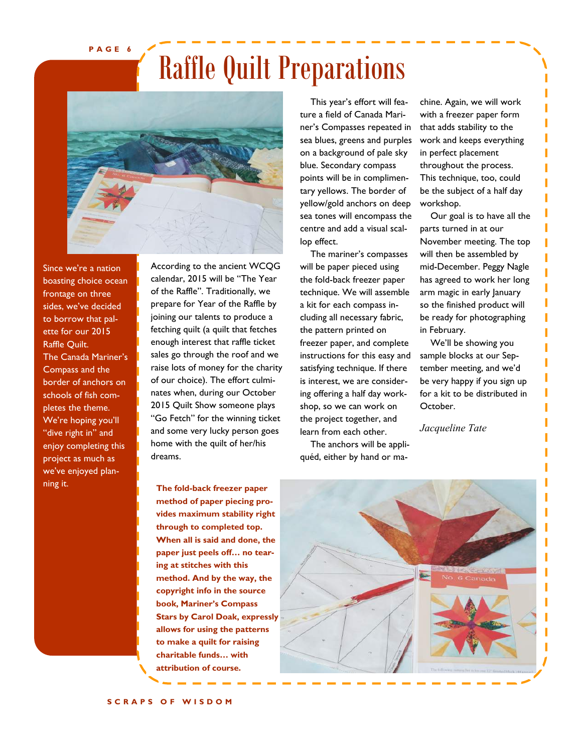# Raffle Quilt Preparations

Since we're a nation boasting choice ocean frontage on three sides, we've decided to borrow that palette for our 2015 Raffle Quilt. The Canada Mariner's Compass and the border of anchors on schools of fish completes the theme. We're hoping you'll "dive right in" and enjoy completing this project as much as we've enjoyed planning it.

According to the ancient WCQG calendar, 2015 will be "The Year of the Raffle". Traditionally, we prepare for Year of the Raffle by joining our talents to produce a fetching quilt (a quilt that fetches enough interest that raffle ticket sales go through the roof and we raise lots of money for the charity of our choice). The effort culminates when, during our October 2015 Quilt Show someone plays "Go Fetch" for the winning ticket and some very lucky person goes home with the quilt of her/his dreams.

This year's effort will feature a field of Canada Mariner's Compasses repeated in sea blues, greens and purples on a background of pale sky blue. Secondary compass points will be in complimentary yellows. The border of yellow/gold anchors on deep sea tones will encompass the centre and add a visual scallop effect.

The mariner's compasses will be paper pieced using the fold-back freezer paper technique. We will assemble a kit for each compass including all necessary fabric, the pattern printed on freezer paper, and complete instructions for this easy and satisfying technique. If there is interest, we are considering offering a half day workshop, so we can work on the project together, and learn from each other.

The anchors will be appliquéd, either by hand or machine. Again, we will work with a freezer paper form that adds stability to the work and keeps everything in perfect placement throughout the process. This technique, too, could be the subject of a half day workshop.

Our goal is to have all the parts turned in at our November meeting. The top will then be assembled by mid-December. Peggy Nagle has agreed to work her long arm magic in early January so the finished product will be ready for photographing in February.

We'll be showing you sample blocks at our September meeting, and we'd be very happy if you sign up for a kit to be distributed in October.

*Jacqueline Tate*

**The fold-back freezer paper method of paper piecing provides maximum stability right through to completed top. When all is said and done, the paper just peels off… no tearing at stitches with this method. And by the way, the copyright info in the source book, Mariner's Compass Stars by Carol Doak, expressly allows for using the patterns to make a quilt for raising charitable funds… with attribution of course.**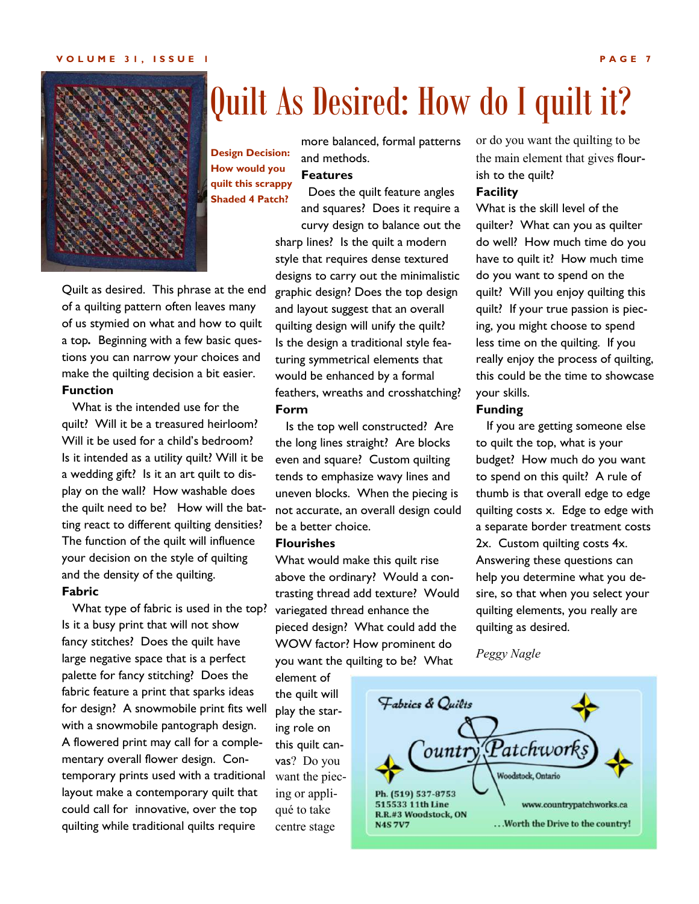# Quilt As Desired: How do I quilt it?

**Design Decision: How would you quilt this scrappy Shaded 4 Patch?**

Quilt as desired. This phrase at the end of a quilting pattern often leaves many of us stymied on what and how to quilt a top**.** Beginning with a few basic questions you can narrow your choices and make the quilting decision a bit easier.

**Function**

What is the intended use for the quilt? Will it be a treasured heirloom? Will it be used for a child's bedroom? Is it intended as a utility quilt? Will it be a wedding gift? Is it an art quilt to display on the wall? How washable does the quilt need to be? How will the batting react to different quilting densities? The function of the quilt will influence your decision on the style of quilting and the density of the quilting.

**Fabric**

What type of fabric is used in the top? Is it a busy print that will not show fancy stitches? Does the quilt have large negative space that is a perfect palette for fancy stitching? Does the fabric feature a print that sparks ideas for design? A snowmobile print fits well with a snowmobile pantograph design. A flowered print may call for a complementary overall flower design. Contemporary prints used with a traditional layout make a contemporary quilt that could call for innovative, over the top quilting while traditional quilts require more balanced, formal patterns and methods.

**Features**

Does the quilt feature angles and squares? Does it require a curvy design to balance out the sharp lines? Is the quilt a modern style that requires dense textured designs to carry out the minimalistic graphic design? Does the top design and layout suggest that an overall quilting design will unify the quilt? Is the design a traditional style featuring symmetrical elements that would be enhanced by a formal feathers, wreaths and crosshatching?

**Form**

Is the top well constructed? Are the long lines straight? Are blocks even and square? Custom quilting tends to emphasize wavy lines and uneven blocks. When the piecing is not accurate, an overall design could be a better choice.

**Flourishes**

What would make this quilt rise above the ordinary? Would a contrasting thread add texture? Would variegated thread enhance the pieced design? What could add the WOW factor? How prominent do you want the quilting to be? What element of the quilt will play the starring role on this quilt canvas? Do you want the piecing or appliqué to take centre stage or do you want the quilting to be the main element that gives flourish to the quilt?

**Facility**

What is the skill level of the quilter? What can you as quilter do well? How much time do you have to quilt it? How much time do you want to spend on the quilt? Will you enjoy quilting this quilt? If your true passion is piecing, you might choose to spend less time on the quilting. If you really enjoy the process of quilting, this could be the time to showcase your skills.

**Funding**

If you are getting someone else to quilt the top, what is your budget? How much do you want to spend on this quilt? A rule of thumb is that overall edge to edge quilting costs x. Edge to edge with a separate border treatment costs 2x. Custom quilting costs 4x. Answering these questions can help you determine what you desire, so that when you select your quilting elements, you really are quilting as desired.

*Peggy Nagle*

Fabrics & Quilts
Country Patchworks
Woodstock, Ontario
Ph. (519) 537-8753
515533 11th Line
R.R.#3 Woodstock, ON
N4S 7V7
www.countrypatchworks.ca
...Worth the Drive to the country!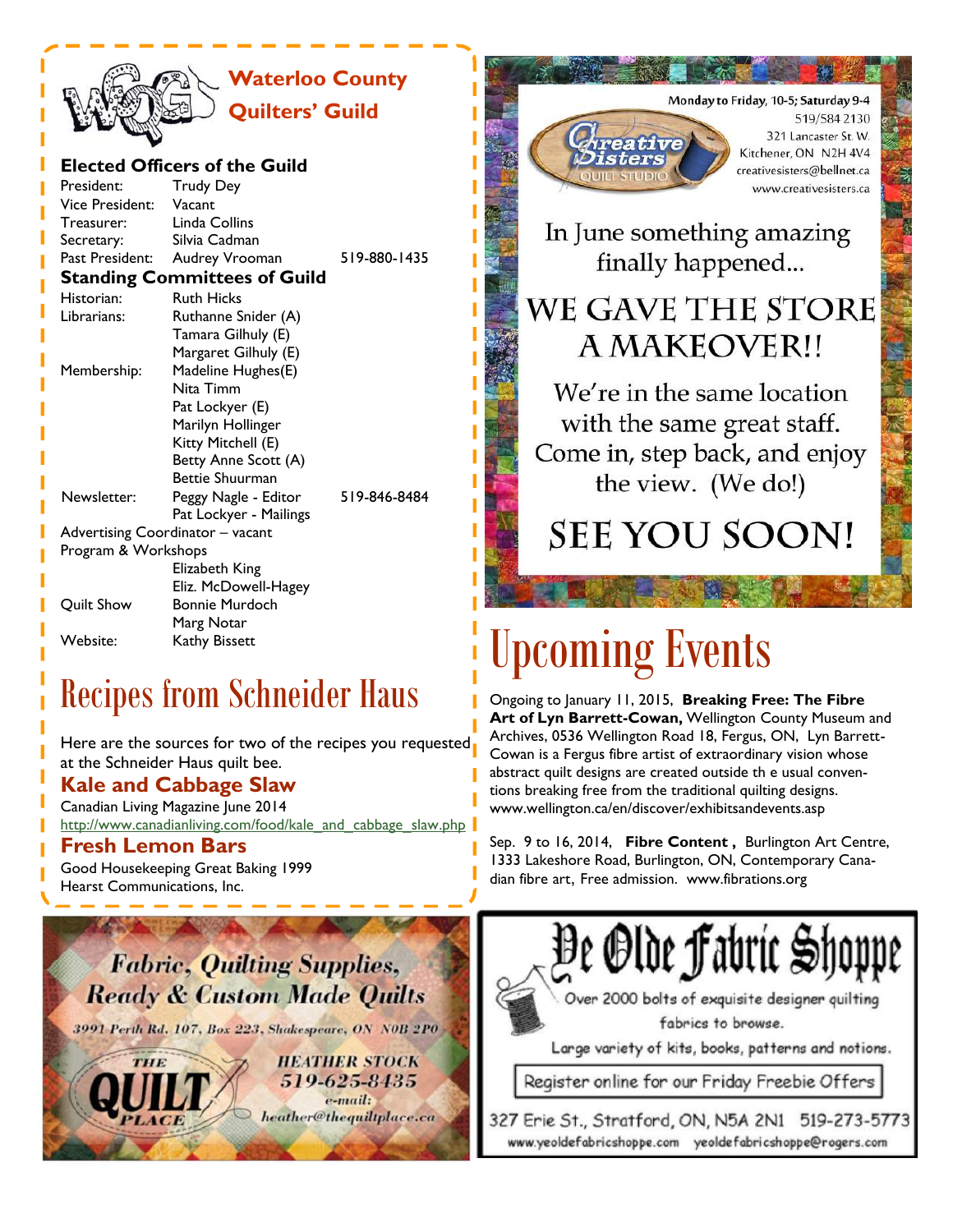## Waterloo County Quilters' Guild

### Elected Officers of the Guild

| | | |
|---|---|---|
| President: | Trudy Dey | |
| Vice President: | Vacant | |
| Treasurer: | Linda Collins | |
| Secretary: | Silvia Cadman | |
| Past President: | Audrey Vrooman | 519-880-1435 |

### Standing Committees of Guild

| | | |
|---|---|---|
| Historian: | Ruth Hicks | |
| Librarians: | Ruthanne Snider (A) | |
| | Tamara Gilhuly (E) | |
| | Margaret Gilhuly (E) | |
| Membership: | Madeline Hughes(E) | |
| | Nita Timm | |
| | Pat Lockyer (E) | |
| | Marilyn Hollinger | |
| | Kitty Mitchell (E) | |
| | Betty Anne Scott (A) | |
| | Bettie Shuurman | |
| Newsletter: | Peggy Nagle - Editor | 519-846-8484 |
| | Pat Lockyer - Mailings | |
| Advertising Coordinator – vacant | | |
| Program & Workshops | | |
| | Elizabeth King | |
| | Eliz. McDowell-Hagey | |
| Quilt Show | Bonnie Murdoch | |
| | Marg Notar | |
| Website: | Kathy Bissett | |

# Recipes from Schneider Haus

Here are the sources for two of the recipes you requested at the Schneider Haus quilt bee.

### Kale and Cabbage Slaw

Canadian Living Magazine June 2014
http://www.canadianliving.com/food/kale_and_cabbage_slaw.php

### Fresh Lemon Bars

Good Housekeeping Great Baking 1999
Hearst Communications, Inc.

---

**Creative Sisters Quilt Studio**

Monday to Friday, 10-5; Saturday 9-4
519/584 2130
321 Lancaster St. W.
Kitchener, ON N2H 4V4
creativesisters@bellnet.ca
www.creativesisters.ca

In June something amazing finally happened...

WE GAVE THE STORE A MAKEOVER!!

We're in the same location with the same great staff. Come in, step back, and enjoy the view. (We do!)

SEE YOU SOON!

# Upcoming Events

Ongoing to January 11, 2015, **Breaking Free: The Fibre Art of Lyn Barrett-Cowan,** Wellington County Museum and Archives, 0536 Wellington Road 18, Fergus, ON, Lyn Barrett-Cowan is a Fergus fibre artist of extraordinary vision whose abstract quilt designs are created outside th e usual conventions breaking free from the traditional quilting designs. www.wellington.ca/en/discover/exhibitsandevents.asp

Sep. 9 to 16, 2014, **Fibre Content ,** Burlington Art Centre, 1333 Lakeshore Road, Burlington, ON, Contemporary Canadian fibre art, Free admission. www.fibrations.org

---

**The Quilt Place**

Fabric, Quilting Supplies, Ready & Custom Made Quilts

3991 Perth Rd. 107, Box 223, Shakespeare, ON N0B 2P0

HEATHER STOCK
519-625-8435
e-mail: heather@thequiltplace.ca

---

**Ye Olde Fabric Shoppe**

Over 2000 bolts of exquisite designer quilting fabrics to browse.

Large variety of kits, books, patterns and notions.

Register online for our Friday Freebie Offers

327 Erie St., Stratford, ON, N5A 2N1 519-273-5773
www.yeoldefabricshoppe.com yeoldefabricshoppe@rogers.com